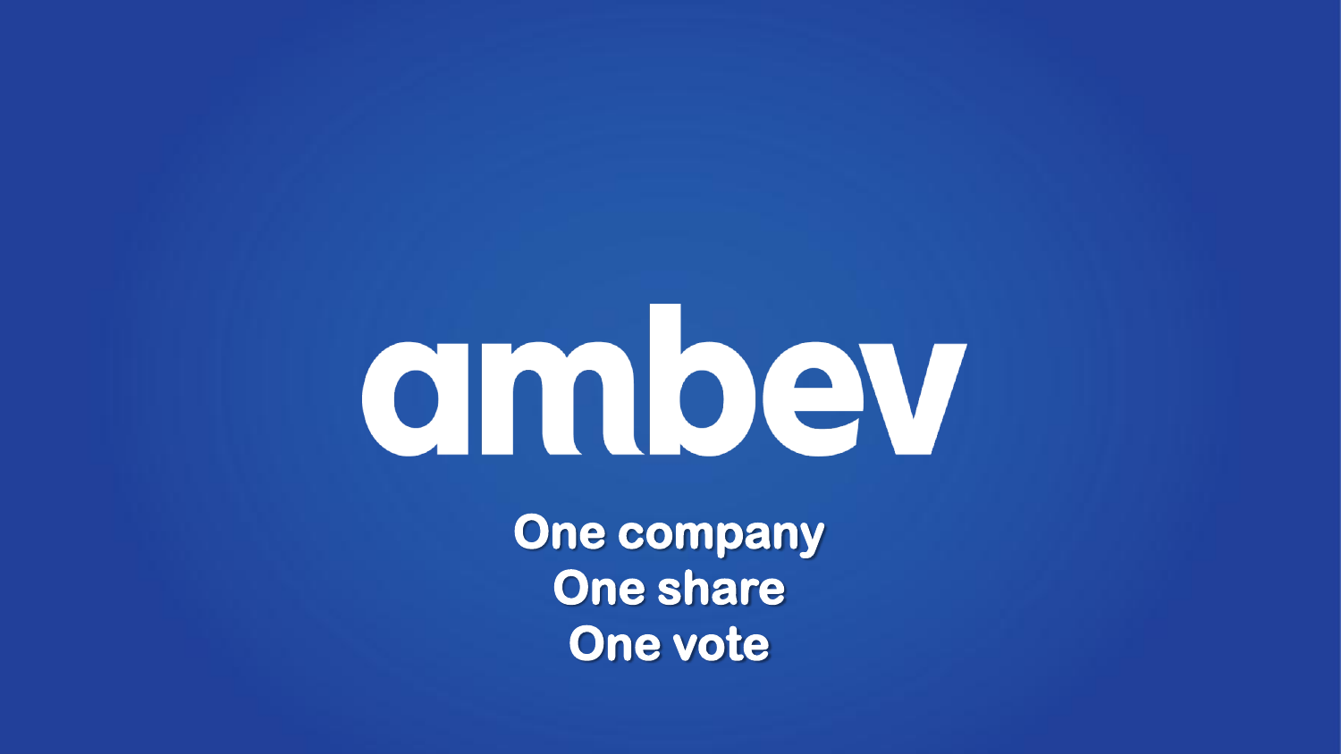# ambev

**One company**
**One share**
**One vote**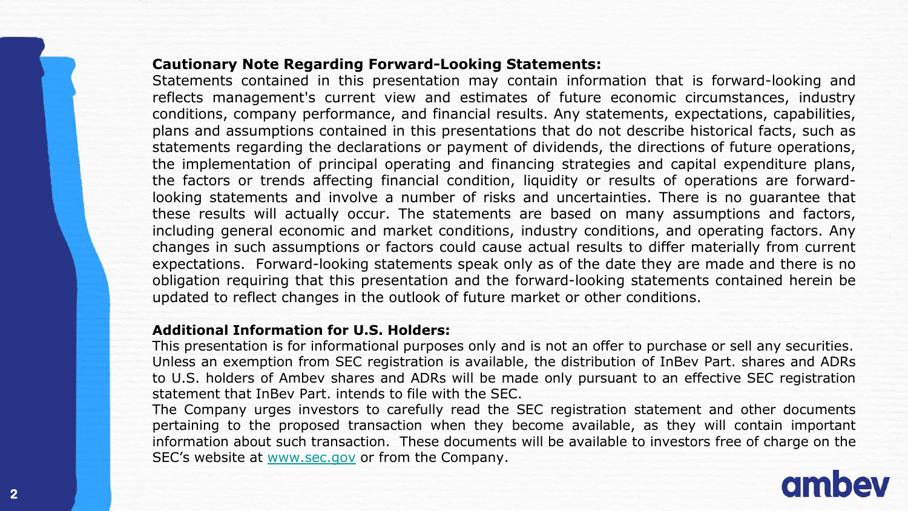**Cautionary Note Regarding Forward-Looking Statements:**

Statements contained in this presentation may contain information that is forward-looking and reflects management's current view and estimates of future economic circumstances, industry conditions, company performance, and financial results. Any statements, expectations, capabilities, plans and assumptions contained in this presentations that do not describe historical facts, such as statements regarding the declarations or payment of dividends, the directions of future operations, the implementation of principal operating and financing strategies and capital expenditure plans, the factors or trends affecting financial condition, liquidity or results of operations are forward-looking statements and involve a number of risks and uncertainties. There is no guarantee that these results will actually occur. The statements are based on many assumptions and factors, including general economic and market conditions, industry conditions, and operating factors. Any changes in such assumptions or factors could cause actual results to differ materially from current expectations. Forward-looking statements speak only as of the date they are made and there is no obligation requiring that this presentation and the forward-looking statements contained herein be updated to reflect changes in the outlook of future market or other conditions.

**Additional Information for U.S. Holders:**

This presentation is for informational purposes only and is not an offer to purchase or sell any securities. Unless an exemption from SEC registration is available, the distribution of InBev Part. shares and ADRs to U.S. holders of Ambev shares and ADRs will be made only pursuant to an effective SEC registration statement that InBev Part. intends to file with the SEC.

The Company urges investors to carefully read the SEC registration statement and other documents pertaining to the proposed transaction when they become available, as they will contain important information about such transaction. These documents will be available to investors free of charge on the SEC's website at www.sec.gov or from the Company.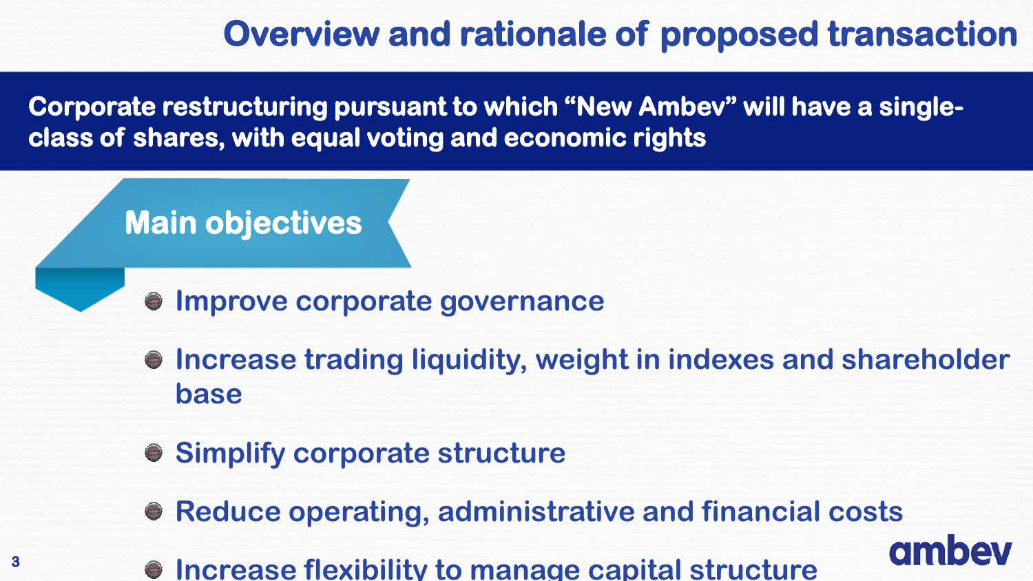# Overview and rationale of proposed transaction

**Corporate restructuring pursuant to which "New Ambev" will have a single-class of shares, with equal voting and economic rights**

## Main objectives

- Improve corporate governance
- Increase trading liquidity, weight in indexes and shareholder base
- Simplify corporate structure
- Reduce operating, administrative and financial costs
- Increase flexibility to manage capital structure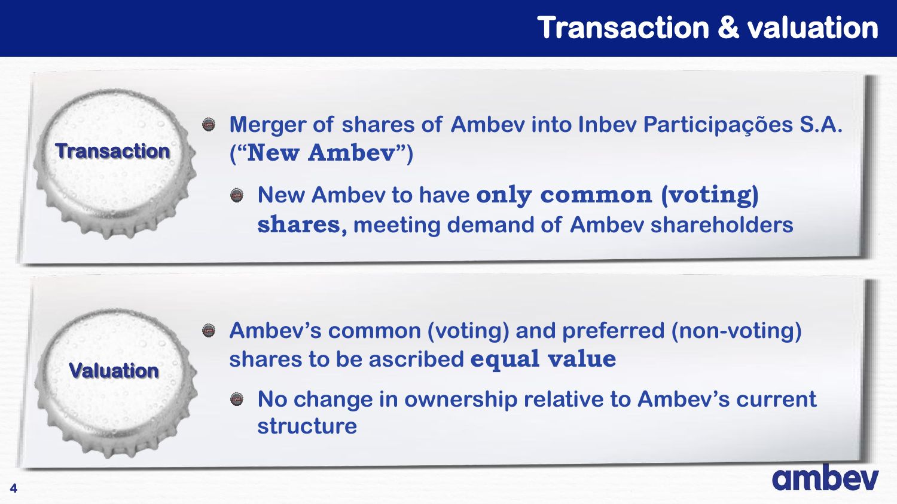# Transaction & valuation

## Transaction

- Merger of shares of Ambev into Inbev Participações S.A. ("**New Ambev**")
  - New Ambev to have **only common (voting) shares**, meeting demand of Ambev shareholders

## Valuation

- Ambev's common (voting) and preferred (non-voting) shares to be ascribed **equal value**
  - No change in ownership relative to Ambev's current structure

ambev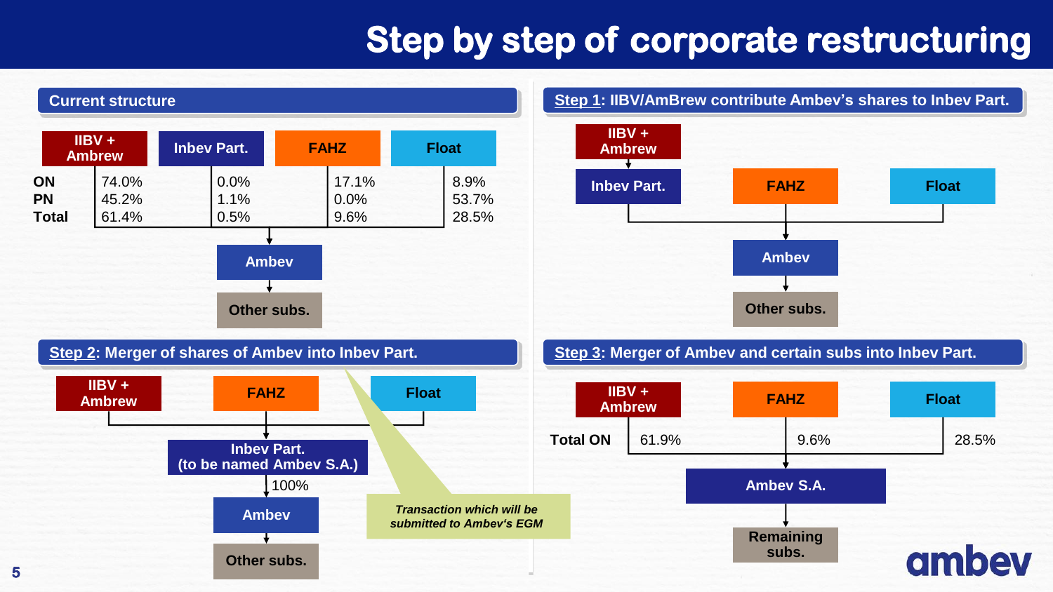# Step by step of corporate restructuring

## Current structure

| | IIBV + Ambrew | Inbev Part. | FAHZ | Float |
|---|---|---|---|---|
| ON | 74.0% | 0.0% | 17.1% | 8.9% |
| PN | 45.2% | 1.1% | 0.0% | 53.7% |
| Total | 61.4% | 0.5% | 9.6% | 28.5% |

Ambev

Other subs.

## Step 1: IIBV/AmBrew contribute Ambev's shares to Inbev Part.

IIBV + Ambrew

Inbev Part.

FAHZ

Float

Ambev

Other subs.

## Step 2: Merger of shares of Ambev into Inbev Part.

IIBV + Ambrew

FAHZ

Float

Inbev Part. (to be named Ambev S.A.)

100%

Ambev

Other subs.

*Transaction which will be submitted to Ambev's EGM*

## Step 3: Merger of Ambev and certain subs into Inbev Part.

| | IIBV + Ambrew | FAHZ | Float |
|---|---|---|---|
| Total ON | 61.9% | 9.6% | 28.5% |

Ambev S.A.

Remaining subs.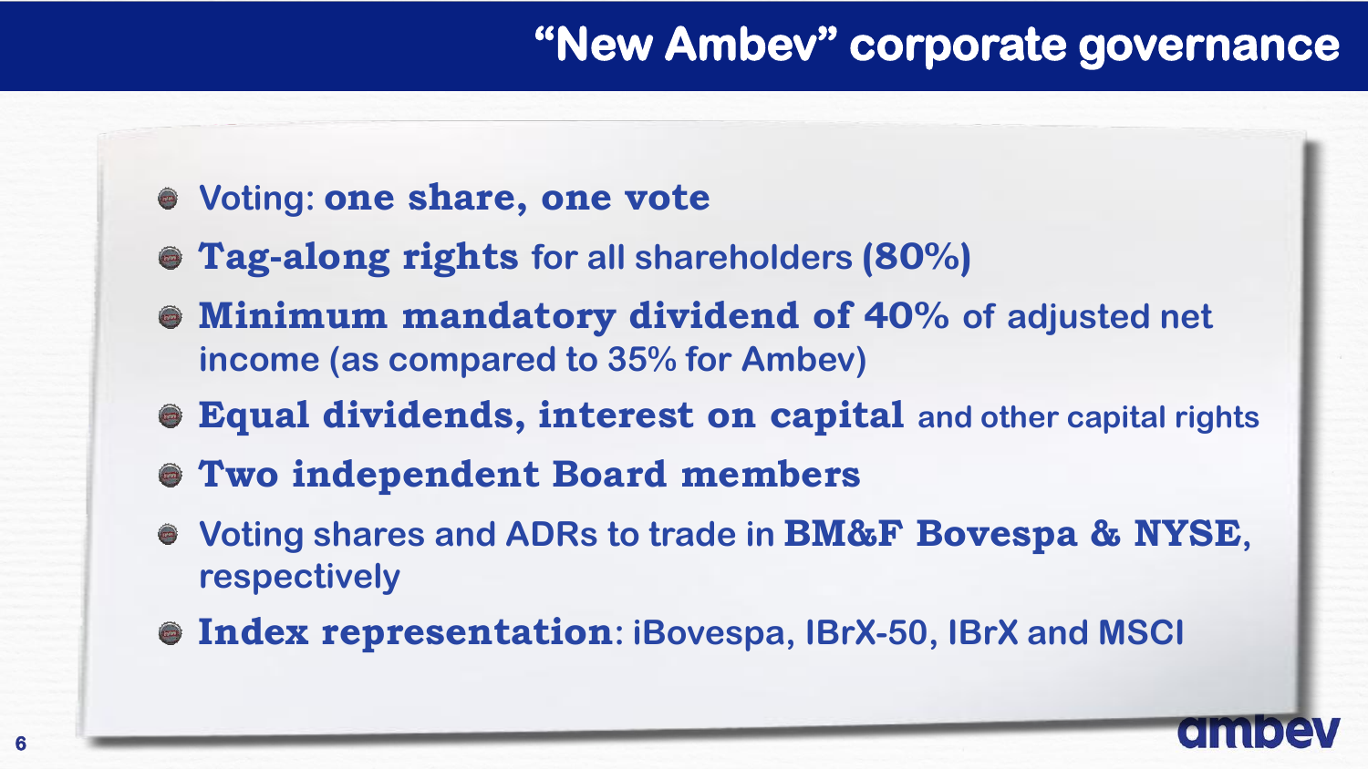# "New Ambev" corporate governance

- Voting: **one share, one vote**
- **Tag-along rights** for all shareholders **(80%)**
- **Minimum mandatory dividend of 40%** of adjusted net income (as compared to 35% for Ambev)
- **Equal dividends, interest on capital** and other capital rights
- **Two independent Board members**
- Voting shares and ADRs to trade in **BM&F Bovespa & NYSE**, respectively
- **Index representation**: iBovespa, IBrX-50, IBrX and MSCI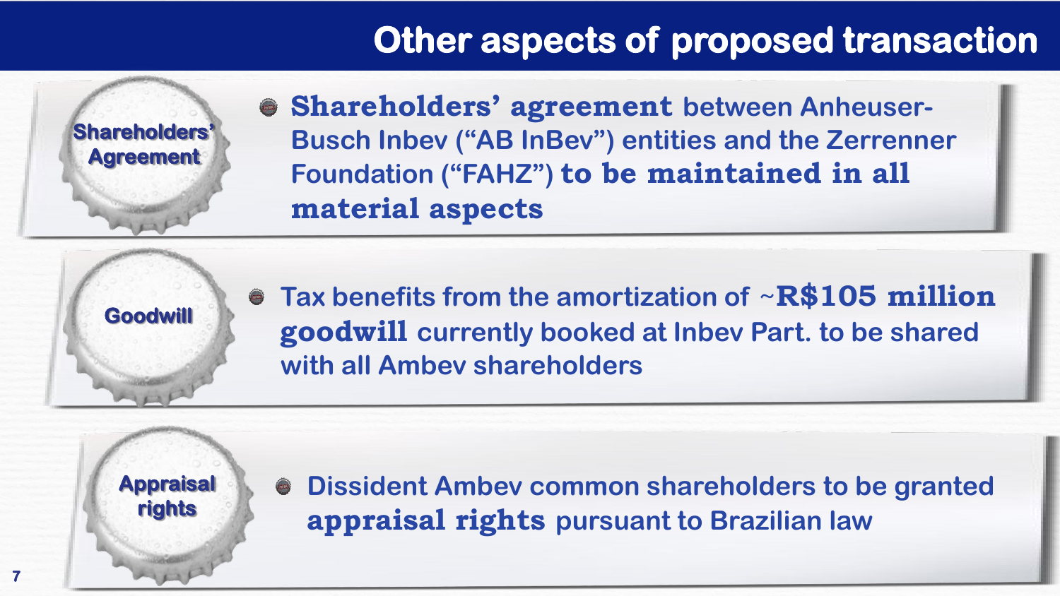# Other aspects of proposed transaction

**Shareholders' Agreement**

- **Shareholders' agreement** between Anheuser-Busch Inbev ("AB InBev") entities and the Zerrenner Foundation ("FAHZ") **to be maintained in all material aspects**

**Goodwill**

- Tax benefits from the amortization of ~**R$105 million goodwill** currently booked at Inbev Part. to be shared with all Ambev shareholders

**Appraisal rights**

- Dissident Ambev common shareholders to be granted **appraisal rights** pursuant to Brazilian law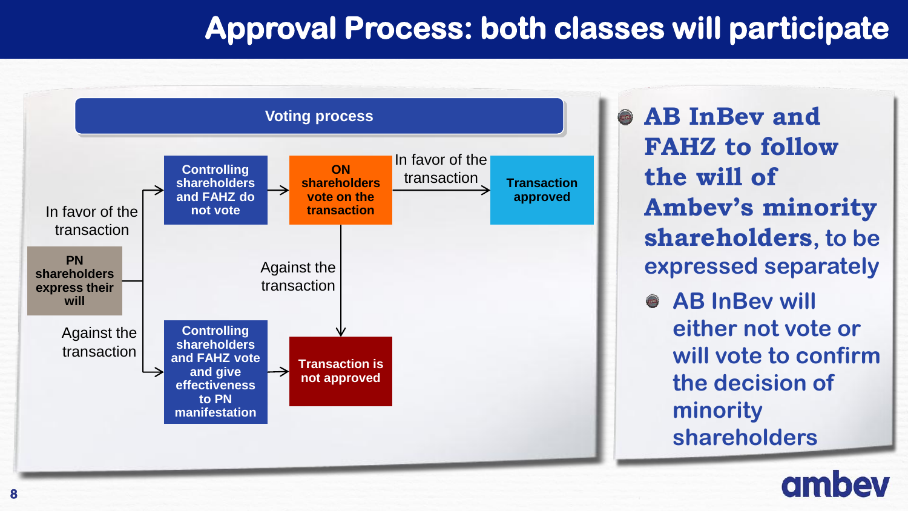# Approval Process: both classes will participate

**Voting process**

PN shareholders express their will

In favor of the transaction

Controlling shareholders and FAHZ do not vote

ON shareholders vote on the transaction

In favor of the transaction

Transaction approved

Against the transaction

Against the transaction

Controlling shareholders and FAHZ vote and give effectiveness to PN manifestation

Transaction is not approved

- **AB InBev and FAHZ to follow the will of Ambev's minority shareholders**, to be expressed separately
  - AB InBev will either not vote or will vote to confirm the decision of minority shareholders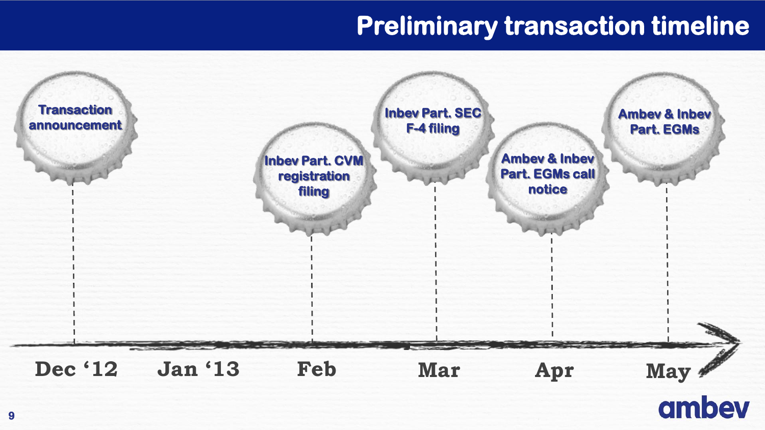# Preliminary transaction timeline

Transaction announcement

Inbev Part. CVM registration filing

Inbev Part. SEC F-4 filing

Ambev & Inbev Part. EGMs call notice

Ambev & Inbev Part. EGMs

Dec '12

Jan '13

Feb

Mar

Apr

May

ambev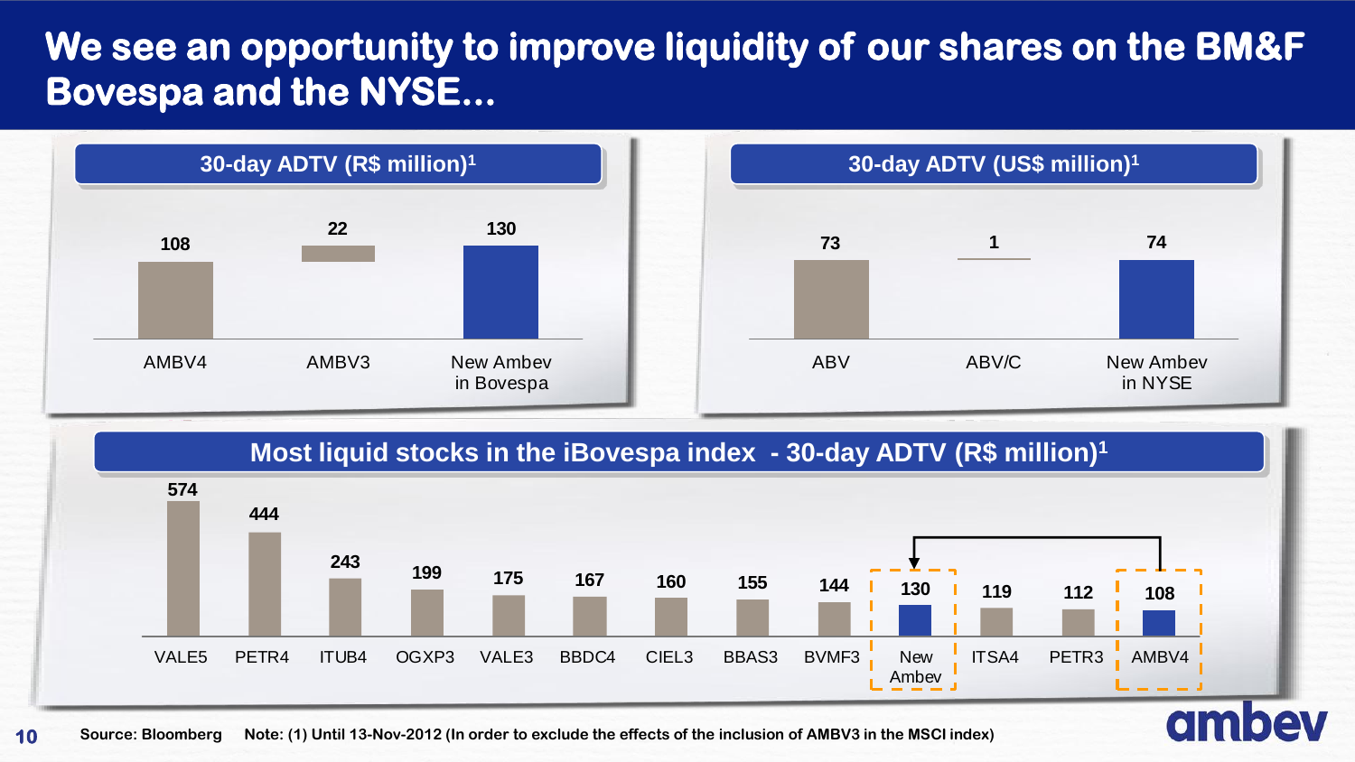# We see an opportunity to improve liquidity of our shares on the BM&F Bovespa and the NYSE...

## 30-day ADTV (R$ million)[1]

108
22
130

AMBV4
AMBV3
New Ambev in Bovespa

## 30-day ADTV (US$ million)[1]

73
1
74

ABV
ABV/C
New Ambev in NYSE

## Most liquid stocks in the iBovespa index - 30-day ADTV (R$ million)[1]

574
444
243
199
175
167
160
155
144
130
119
112
108

VALE5
PETR4
ITUB4
OGXP3
VALE3
BBDC4
CIEL3
BBAS3
BVMF3
New Ambev
ITSA4
PETR3
AMBV4

Source: Bloomberg Note: (1) Until 13-Nov-2012 (In order to exclude the effects of the inclusion of AMBV3 in the MSCI index)

ambev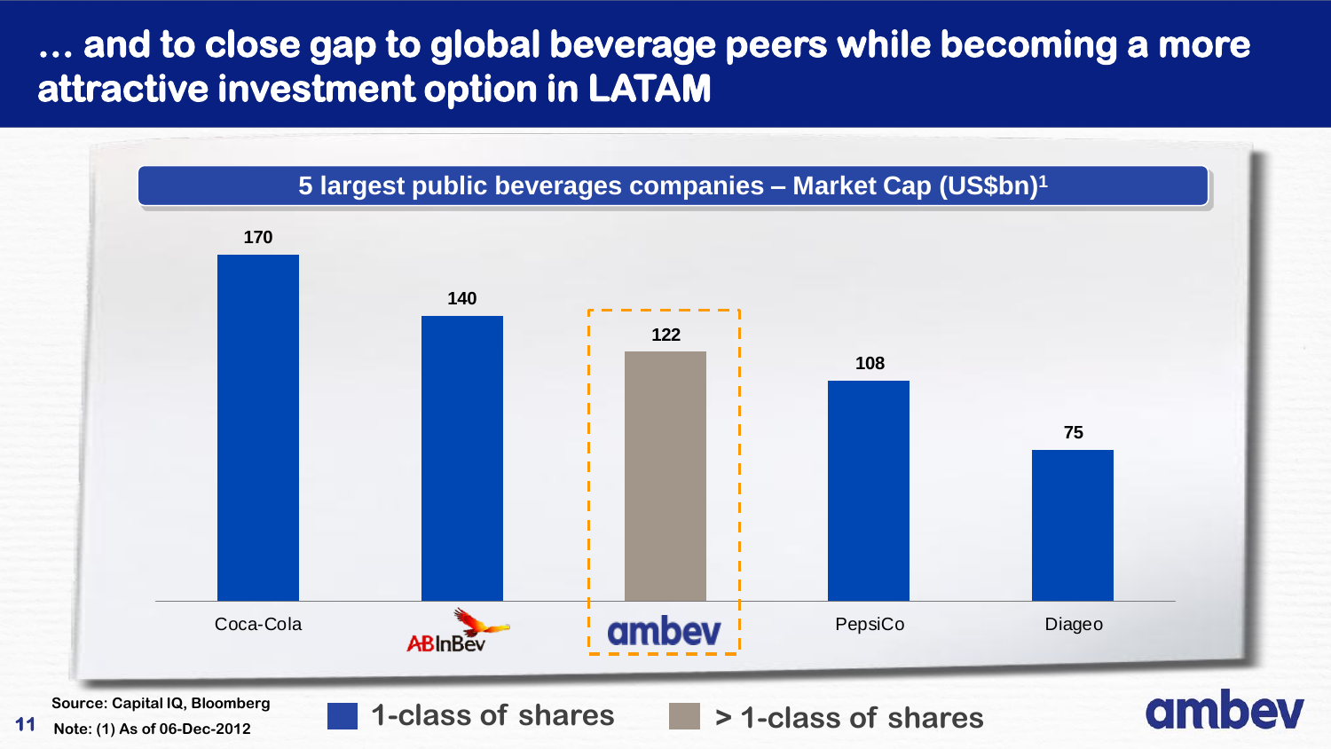# … and to close gap to global beverage peers while becoming a more attractive investment option in LATAM

**5 largest public beverages companies – Market Cap (US$bn)[1]**

170
140
122
108
75

Coca-Cola
ABInBev
ambev
PepsiCo
Diageo

1-class of shares
> 1-class of shares

Source: Capital IQ, Bloomberg

Note: (1) As of 06-Dec-2012